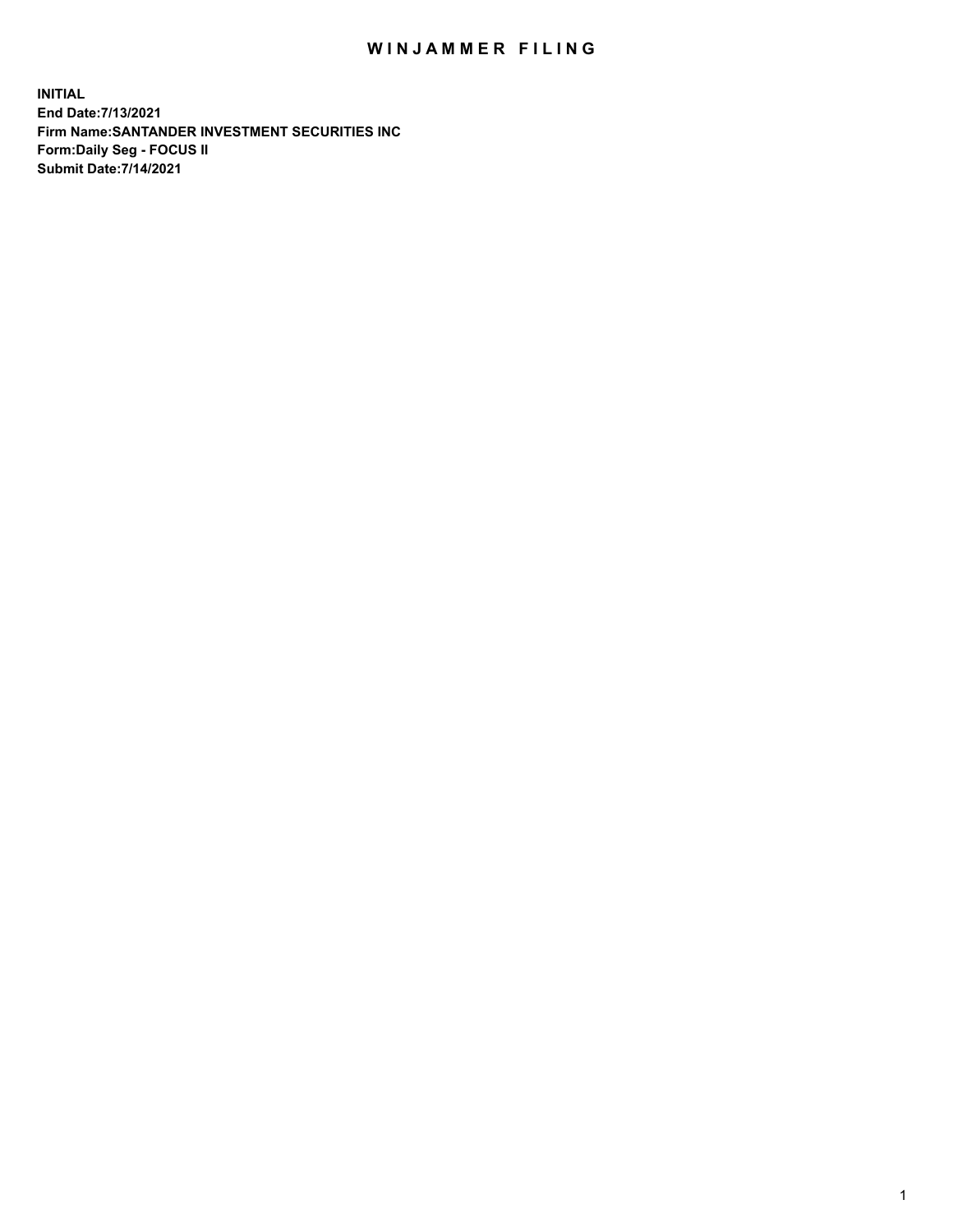# WINJAMMER FILING

**INITIAL**
**End Date:7/13/2021**
**Firm Name:SANTANDER INVESTMENT SECURITIES INC**
**Form:Daily Seg - FOCUS II**
**Submit Date:7/14/2021**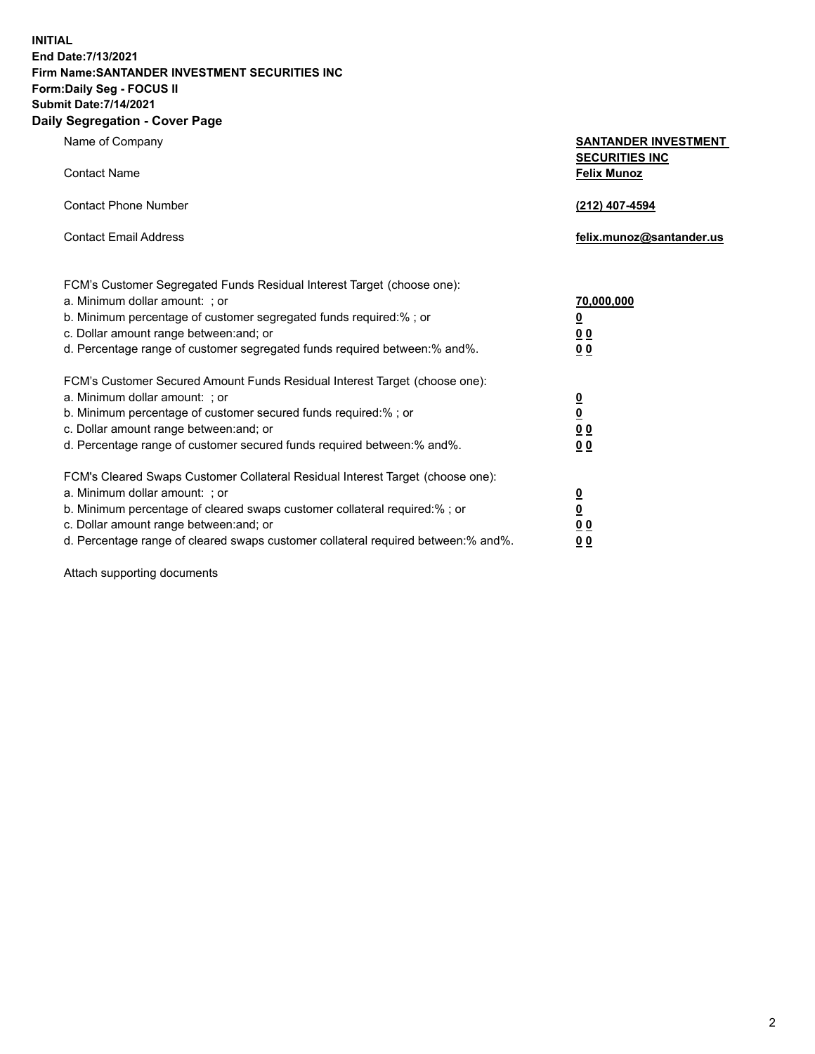**INITIAL**
**End Date:7/13/2021**
**Firm Name:SANTANDER INVESTMENT SECURITIES INC**
**Form:Daily Seg - FOCUS II**
**Submit Date:7/14/2021**

## Daily Segregation - Cover Page

| | |
|---|---|
| Name of Company | **SANTANDER INVESTMENT SECURITIES INC** |
| Contact Name | **Felix Munoz** |
| Contact Phone Number | **(212) 407-4594** |
| Contact Email Address | **felix.munoz@santander.us** |

| | |
|---|---|
| FCM's Customer Segregated Funds Residual Interest Target (choose one): | |
| a. Minimum dollar amount: ; or | **70,000,000** |
| b. Minimum percentage of customer segregated funds required:% ; or | **0** |
| c. Dollar amount range between:and; or | **0 0** |
| d. Percentage range of customer segregated funds required between:% and%. | **0 0** |
| FCM's Customer Secured Amount Funds Residual Interest Target (choose one): | |
| a. Minimum dollar amount: ; or | **0** |
| b. Minimum percentage of customer secured funds required:% ; or | **0** |
| c. Dollar amount range between:and; or | **0 0** |
| d. Percentage range of customer secured funds required between:% and%. | **0 0** |
| FCM's Cleared Swaps Customer Collateral Residual Interest Target (choose one): | |
| a. Minimum dollar amount: ; or | **0** |
| b. Minimum percentage of cleared swaps customer collateral required:% ; or | **0** |
| c. Dollar amount range between:and; or | **0 0** |
| d. Percentage range of cleared swaps customer collateral required between:% and%. | **0 0** |

Attach supporting documents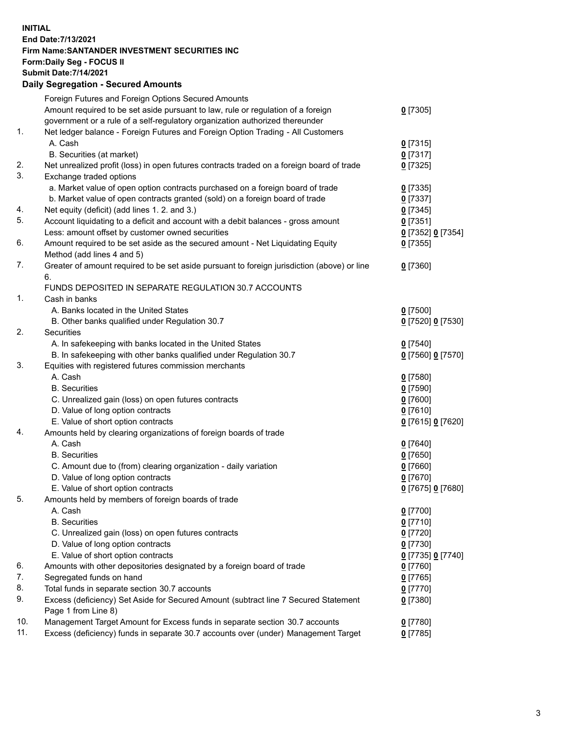**INITIAL**
**End Date:7/13/2021**
**Firm Name:SANTANDER INVESTMENT SECURITIES INC**
**Form:Daily Seg - FOCUS II**
**Submit Date:7/14/2021**

**Daily Segregation - Secured Amounts**

| | | |
|---|---|---|
| | Foreign Futures and Foreign Options Secured Amounts | |
| | Amount required to be set aside pursuant to law, rule or regulation of a foreign government or a rule of a self-regulatory organization authorized thereunder | 0 [7305] |
| 1. | Net ledger balance - Foreign Futures and Foreign Option Trading - All Customers | |
| | A. Cash | 0 [7315] |
| | B. Securities (at market) | 0 [7317] |
| 2. | Net unrealized profit (loss) in open futures contracts traded on a foreign board of trade | 0 [7325] |
| 3. | Exchange traded options | |
| | a. Market value of open option contracts purchased on a foreign board of trade | 0 [7335] |
| | b. Market value of open contracts granted (sold) on a foreign board of trade | 0 [7337] |
| 4. | Net equity (deficit) (add lines 1. 2. and 3.) | 0 [7345] |
| 5. | Account liquidating to a deficit and account with a debit balances - gross amount | 0 [7351] |
| | Less: amount offset by customer owned securities | 0 [7352] 0 [7354] |
| 6. | Amount required to be set aside as the secured amount - Net Liquidating Equity Method (add lines 4 and 5) | 0 [7355] |
| 7. | Greater of amount required to be set aside pursuant to foreign jurisdiction (above) or line 6. | 0 [7360] |
| | FUNDS DEPOSITED IN SEPARATE REGULATION 30.7 ACCOUNTS | |
| 1. | Cash in banks | |
| | A. Banks located in the United States | 0 [7500] |
| | B. Other banks qualified under Regulation 30.7 | 0 [7520] 0 [7530] |
| 2. | Securities | |
| | A. In safekeeping with banks located in the United States | 0 [7540] |
| | B. In safekeeping with other banks qualified under Regulation 30.7 | 0 [7560] 0 [7570] |
| 3. | Equities with registered futures commission merchants | |
| | A. Cash | 0 [7580] |
| | B. Securities | 0 [7590] |
| | C. Unrealized gain (loss) on open futures contracts | 0 [7600] |
| | D. Value of long option contracts | 0 [7610] |
| | E. Value of short option contracts | 0 [7615] 0 [7620] |
| 4. | Amounts held by clearing organizations of foreign boards of trade | |
| | A. Cash | 0 [7640] |
| | B. Securities | 0 [7650] |
| | C. Amount due to (from) clearing organization - daily variation | 0 [7660] |
| | D. Value of long option contracts | 0 [7670] |
| | E. Value of short option contracts | 0 [7675] 0 [7680] |
| 5. | Amounts held by members of foreign boards of trade | |
| | A. Cash | 0 [7700] |
| | B. Securities | 0 [7710] |
| | C. Unrealized gain (loss) on open futures contracts | 0 [7720] |
| | D. Value of long option contracts | 0 [7730] |
| | E. Value of short option contracts | 0 [7735] 0 [7740] |
| 6. | Amounts with other depositories designated by a foreign board of trade | 0 [7760] |
| 7. | Segregated funds on hand | 0 [7765] |
| 8. | Total funds in separate section 30.7 accounts | 0 [7770] |
| 9. | Excess (deficiency) Set Aside for Secured Amount (subtract line 7 Secured Statement Page 1 from Line 8) | 0 [7380] |
| 10. | Management Target Amount for Excess funds in separate section 30.7 accounts | 0 [7780] |
| 11. | Excess (deficiency) funds in separate 30.7 accounts over (under) Management Target | 0 [7785] |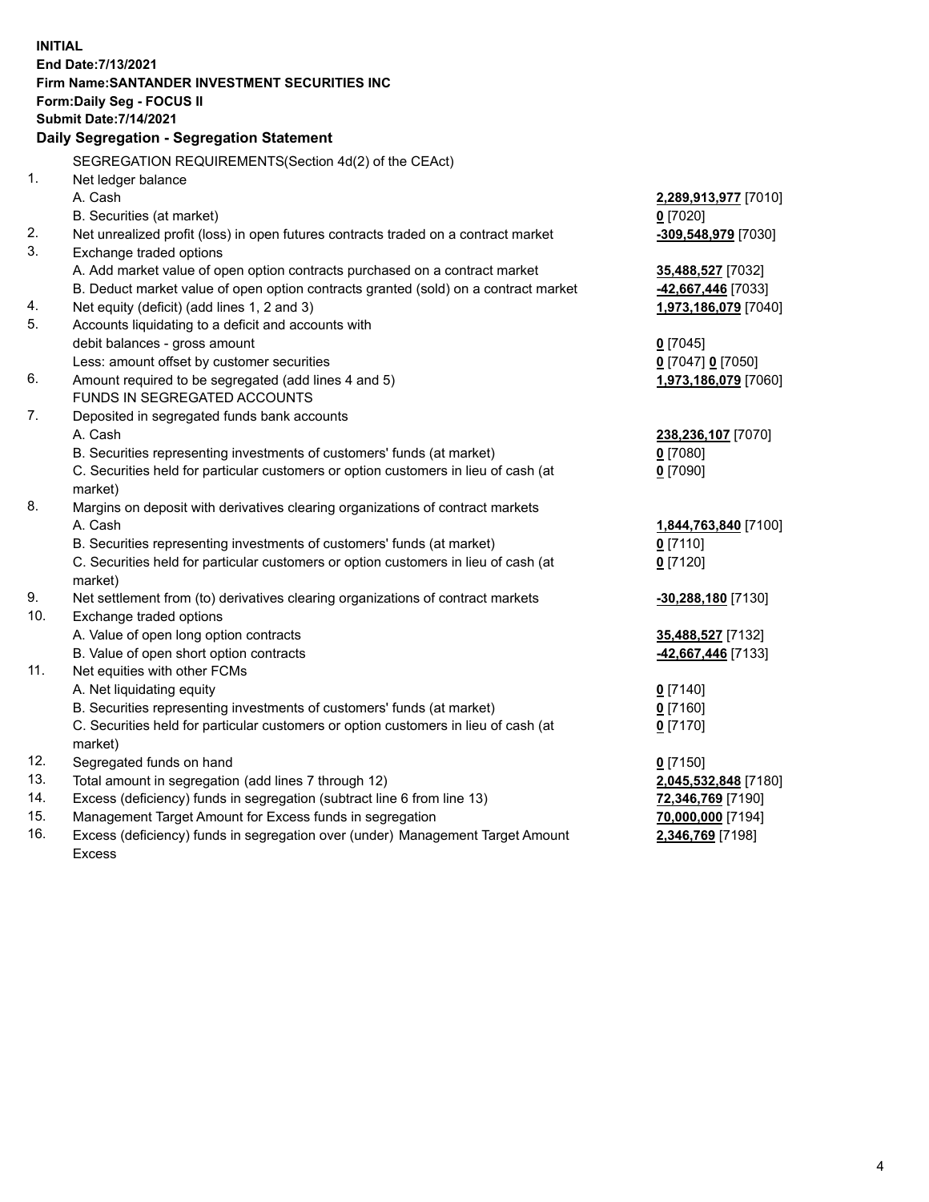**INITIAL**
**End Date:7/13/2021**
**Firm Name:SANTANDER INVESTMENT SECURITIES INC**
**Form:Daily Seg - FOCUS II**
**Submit Date:7/14/2021**

## Daily Segregation - Segregation Statement

SEGREGATION REQUIREMENTS(Section 4d(2) of the CEAct)

| | | |
|---|---|---|
| 1. | Net ledger balance | |
| | A. Cash | **2,289,913,977** [7010] |
| | B. Securities (at market) | **0** [7020] |
| 2. | Net unrealized profit (loss) in open futures contracts traded on a contract market | **-309,548,979** [7030] |
| 3. | Exchange traded options | |
| | A. Add market value of open option contracts purchased on a contract market | **35,488,527** [7032] |
| | B. Deduct market value of open option contracts granted (sold) on a contract market | **-42,667,446** [7033] |
| 4. | Net equity (deficit) (add lines 1, 2 and 3) | **1,973,186,079** [7040] |
| 5. | Accounts liquidating to a deficit and accounts with debit balances - gross amount | **0** [7045] |
| | Less: amount offset by customer securities | **0** [7047] **0** [7050] |
| 6. | Amount required to be segregated (add lines 4 and 5) | **1,973,186,079** [7060] |
| | FUNDS IN SEGREGATED ACCOUNTS | |
| 7. | Deposited in segregated funds bank accounts | |
| | A. Cash | **238,236,107** [7070] |
| | B. Securities representing investments of customers' funds (at market) | **0** [7080] |
| | C. Securities held for particular customers or option customers in lieu of cash (at market) | **0** [7090] |
| 8. | Margins on deposit with derivatives clearing organizations of contract markets | |
| | A. Cash | **1,844,763,840** [7100] |
| | B. Securities representing investments of customers' funds (at market) | **0** [7110] |
| | C. Securities held for particular customers or option customers in lieu of cash (at market) | **0** [7120] |
| 9. | Net settlement from (to) derivatives clearing organizations of contract markets | **-30,288,180** [7130] |
| 10. | Exchange traded options | |
| | A. Value of open long option contracts | **35,488,527** [7132] |
| | B. Value of open short option contracts | **-42,667,446** [7133] |
| 11. | Net equities with other FCMs | |
| | A. Net liquidating equity | **0** [7140] |
| | B. Securities representing investments of customers' funds (at market) | **0** [7160] |
| | C. Securities held for particular customers or option customers in lieu of cash (at market) | **0** [7170] |
| 12. | Segregated funds on hand | **0** [7150] |
| 13. | Total amount in segregation (add lines 7 through 12) | **2,045,532,848** [7180] |
| 14. | Excess (deficiency) funds in segregation (subtract line 6 from line 13) | **72,346,769** [7190] |
| 15. | Management Target Amount for Excess funds in segregation | **70,000,000** [7194] |
| 16. | Excess (deficiency) funds in segregation over (under) Management Target Amount Excess | **2,346,769** [7198] |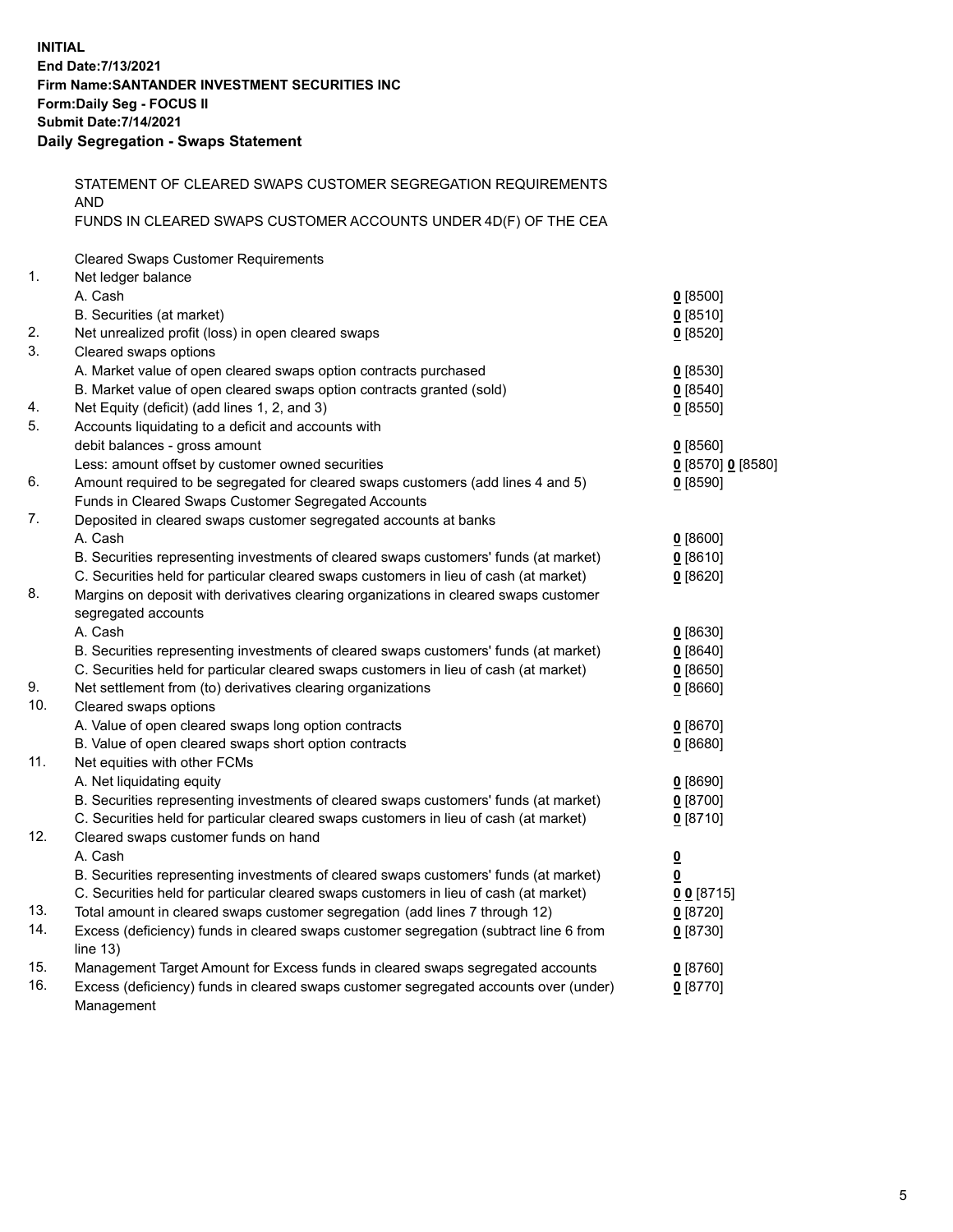**INITIAL**
**End Date:7/13/2021**
**Firm Name:SANTANDER INVESTMENT SECURITIES INC**
**Form:Daily Seg - FOCUS II**
**Submit Date:7/14/2021**
**Daily Segregation - Swaps Statement**

STATEMENT OF CLEARED SWAPS CUSTOMER SEGREGATION REQUIREMENTS AND FUNDS IN CLEARED SWAPS CUSTOMER ACCOUNTS UNDER 4D(F) OF THE CEA

| | | |
|---|---|---|
| | Cleared Swaps Customer Requirements | |
| 1. | Net ledger balance | |
| | A. Cash | 0 [8500] |
| | B. Securities (at market) | 0 [8510] |
| 2. | Net unrealized profit (loss) in open cleared swaps | 0 [8520] |
| 3. | Cleared swaps options | |
| | A. Market value of open cleared swaps option contracts purchased | 0 [8530] |
| | B. Market value of open cleared swaps option contracts granted (sold) | 0 [8540] |
| 4. | Net Equity (deficit) (add lines 1, 2, and 3) | 0 [8550] |
| 5. | Accounts liquidating to a deficit and accounts with | |
| | debit balances - gross amount | 0 [8560] |
| | Less: amount offset by customer owned securities | 0 [8570] 0 [8580] |
| 6. | Amount required to be segregated for cleared swaps customers (add lines 4 and 5) | 0 [8590] |
| | Funds in Cleared Swaps Customer Segregated Accounts | |
| 7. | Deposited in cleared swaps customer segregated accounts at banks | |
| | A. Cash | 0 [8600] |
| | B. Securities representing investments of cleared swaps customers' funds (at market) | 0 [8610] |
| | C. Securities held for particular cleared swaps customers in lieu of cash (at market) | 0 [8620] |
| 8. | Margins on deposit with derivatives clearing organizations in cleared swaps customer segregated accounts | |
| | A. Cash | 0 [8630] |
| | B. Securities representing investments of cleared swaps customers' funds (at market) | 0 [8640] |
| | C. Securities held for particular cleared swaps customers in lieu of cash (at market) | 0 [8650] |
| 9. | Net settlement from (to) derivatives clearing organizations | 0 [8660] |
| 10. | Cleared swaps options | |
| | A. Value of open cleared swaps long option contracts | 0 [8670] |
| | B. Value of open cleared swaps short option contracts | 0 [8680] |
| 11. | Net equities with other FCMs | |
| | A. Net liquidating equity | 0 [8690] |
| | B. Securities representing investments of cleared swaps customers' funds (at market) | 0 [8700] |
| | C. Securities held for particular cleared swaps customers in lieu of cash (at market) | 0 [8710] |
| 12. | Cleared swaps customer funds on hand | |
| | A. Cash | 0 |
| | B. Securities representing investments of cleared swaps customers' funds (at market) | 0 |
| | C. Securities held for particular cleared swaps customers in lieu of cash (at market) | 0 0 [8715] |
| 13. | Total amount in cleared swaps customer segregation (add lines 7 through 12) | 0 [8720] |
| 14. | Excess (deficiency) funds in cleared swaps customer segregation (subtract line 6 from line 13) | 0 [8730] |
| 15. | Management Target Amount for Excess funds in cleared swaps segregated accounts | 0 [8760] |
| 16. | Excess (deficiency) funds in cleared swaps customer segregated accounts over (under) Management | 0 [8770] |